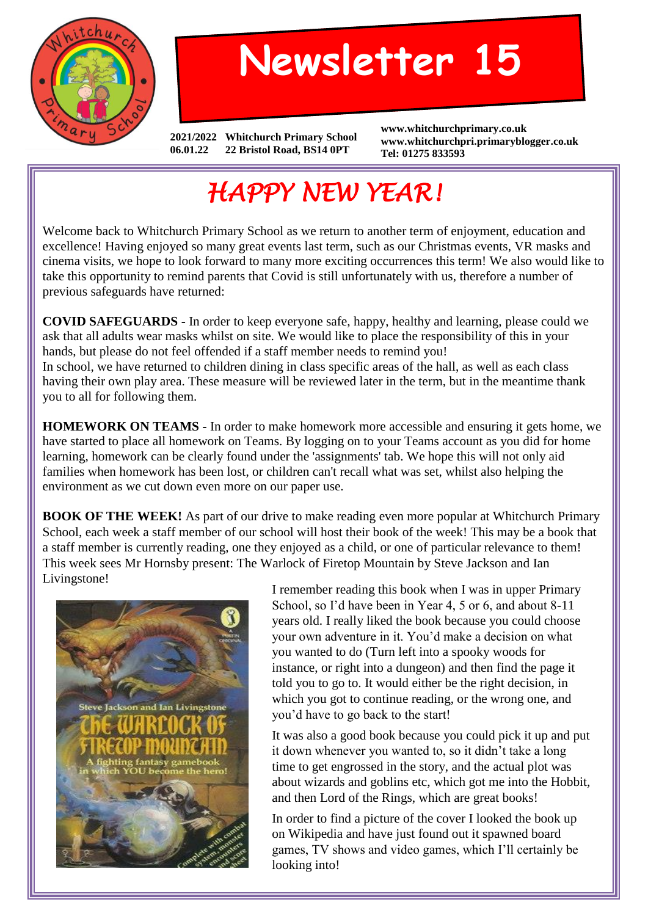# Newsletter 15

2021/2022 Whitchurch Primary School
06.01.22 22 Bristol Road, BS14 0PT

www.whitchurchprimary.co.uk
www.whitchurchpri.primaryblogger.co.uk
Tel: 01275 833593

## *HAPPY NEW YEAR!*

Welcome back to Whitchurch Primary School as we return to another term of enjoyment, education and excellence! Having enjoyed so many great events last term, such as our Christmas events, VR masks and cinema visits, we hope to look forward to many more exciting occurrences this term! We also would like to take this opportunity to remind parents that Covid is still unfortunately with us, therefore a number of previous safeguards have returned:

**COVID SAFEGUARDS -** In order to keep everyone safe, happy, healthy and learning, please could we ask that all adults wear masks whilst on site. We would like to place the responsibility of this in your hands, but please do not feel offended if a staff member needs to remind you!
In school, we have returned to children dining in class specific areas of the hall, as well as each class having their own play area. These measure will be reviewed later in the term, but in the meantime thank you to all for following them.

**HOMEWORK ON TEAMS -** In order to make homework more accessible and ensuring it gets home, we have started to place all homework on Teams. By logging on to your Teams account as you did for home learning, homework can be clearly found under the 'assignments' tab. We hope this will not only aid families when homework has been lost, or children can't recall what was set, whilst also helping the environment as we cut down even more on our paper use.

**BOOK OF THE WEEK!** As part of our drive to make reading even more popular at Whitchurch Primary School, each week a staff member of our school will host their book of the week! This may be a book that a staff member is currently reading, one they enjoyed as a child, or one of particular relevance to them! This week sees Mr Hornsby present: The Warlock of Firetop Mountain by Steve Jackson and Ian Livingstone!

I remember reading this book when I was in upper Primary School, so I'd have been in Year 4, 5 or 6, and about 8-11 years old. I really liked the book because you could choose your own adventure in it. You'd make a decision on what you wanted to do (Turn left into a spooky woods for instance, or right into a dungeon) and then find the page it told you to go to. It would either be the right decision, in which you got to continue reading, or the wrong one, and you'd have to go back to the start!

It was also a good book because you could pick it up and put it down whenever you wanted to, so it didn't take a long time to get engrossed in the story, and the actual plot was about wizards and goblins etc, which got me into the Hobbit, and then Lord of the Rings, which are great books!

In order to find a picture of the cover I looked the book up on Wikipedia and have just found out it spawned board games, TV shows and video games, which I'll certainly be looking into!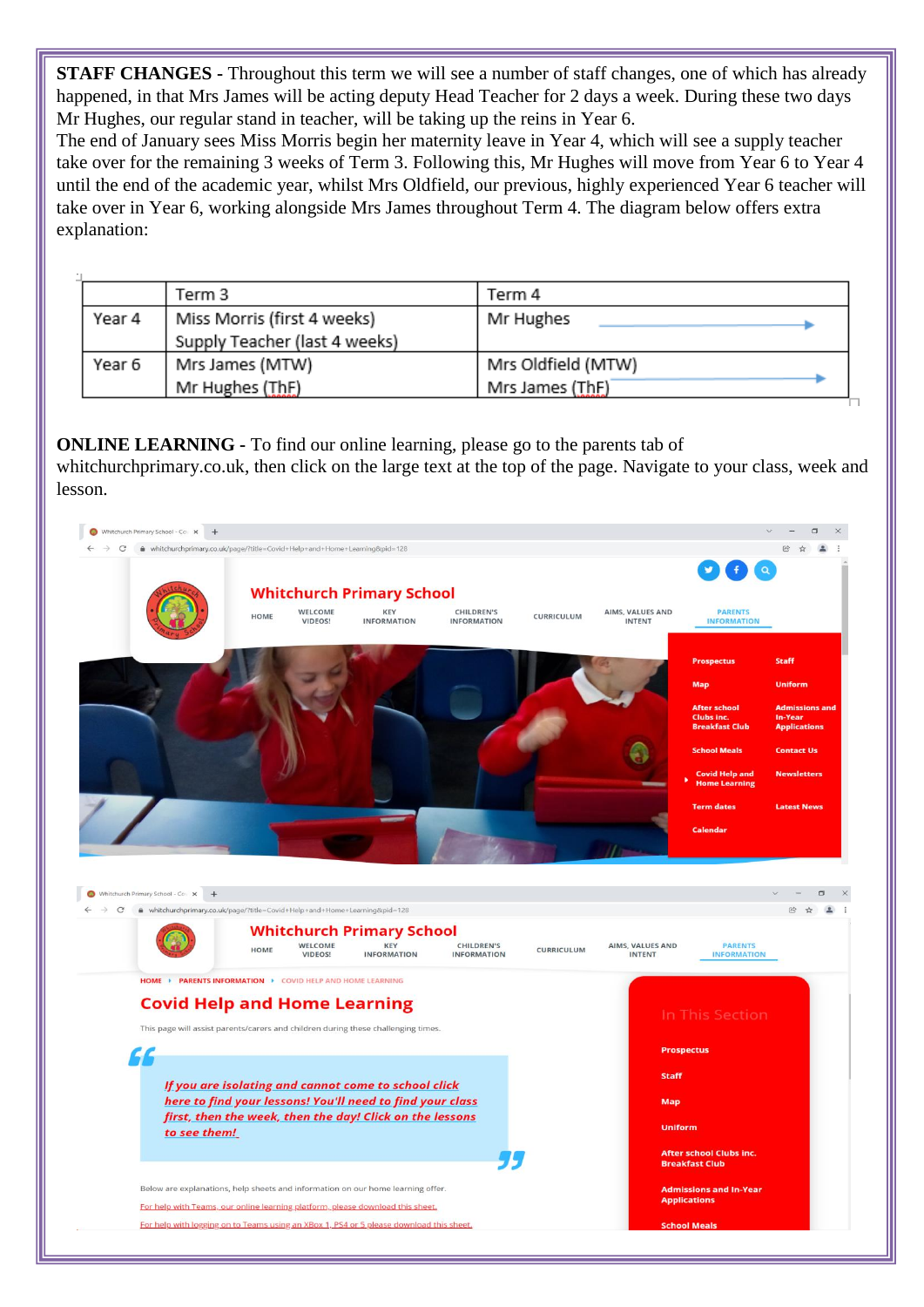**STAFF CHANGES -** Throughout this term we will see a number of staff changes, one of which has already happened, in that Mrs James will be acting deputy Head Teacher for 2 days a week. During these two days Mr Hughes, our regular stand in teacher, will be taking up the reins in Year 6.
The end of January sees Miss Morris begin her maternity leave in Year 4, which will see a supply teacher take over for the remaining 3 weeks of Term 3. Following this, Mr Hughes will move from Year 6 to Year 4 until the end of the academic year, whilst Mrs Oldfield, our previous, highly experienced Year 6 teacher will take over in Year 6, working alongside Mrs James throughout Term 4. The diagram below offers extra explanation:

| | Term 3 | Term 4 |
|---|---|---|
| Year 4 | Miss Morris (first 4 weeks)<br>Supply Teacher (last 4 weeks) | Mr Hughes → |
| Year 6 | Mrs James (MTW)<br>Mr Hughes (ThF) | Mrs Oldfield (MTW)<br>Mrs James (ThF) → |

**ONLINE LEARNING -** To find our online learning, please go to the parents tab of whitchurchprimary.co.uk, then click on the large text at the top of the page. Navigate to your class, week and lesson.

Whitchurch Primary School

HOME | WELCOME VIDEOS! | KEY INFORMATION | CHILDREN'S INFORMATION | CURRICULUM | AIMS, VALUES AND INTENT | PARENTS INFORMATION

Prospectus | Staff | Map | Uniform | After school Clubs inc. Breakfast Club | Admissions and In-Year Applications | School Meals | Contact Us | Covid Help and Home Learning | Newsletters | Term dates | Latest News | Calendar

HOME ▸ PARENTS INFORMATION ▸ COVID HELP AND HOME LEARNING

Covid Help and Home Learning

This page will assist parents/carers and children during these challenging times.

*If you are isolating and cannot come to school click here to find your lessons! You'll need to find your class first, then the week, then the day! Click on the lessons to see them!*

Below are explanations, help sheets and information on our home learning offer.

For help with Teams, our online learning platform, please download this sheet.

For help with logging on to Teams using an XBox 1, PS4 or 5 please download this sheet.

In This Section: Prospectus, Staff, Map, Uniform, After school Clubs inc. Breakfast Club, Admissions and In-Year Applications, School Meals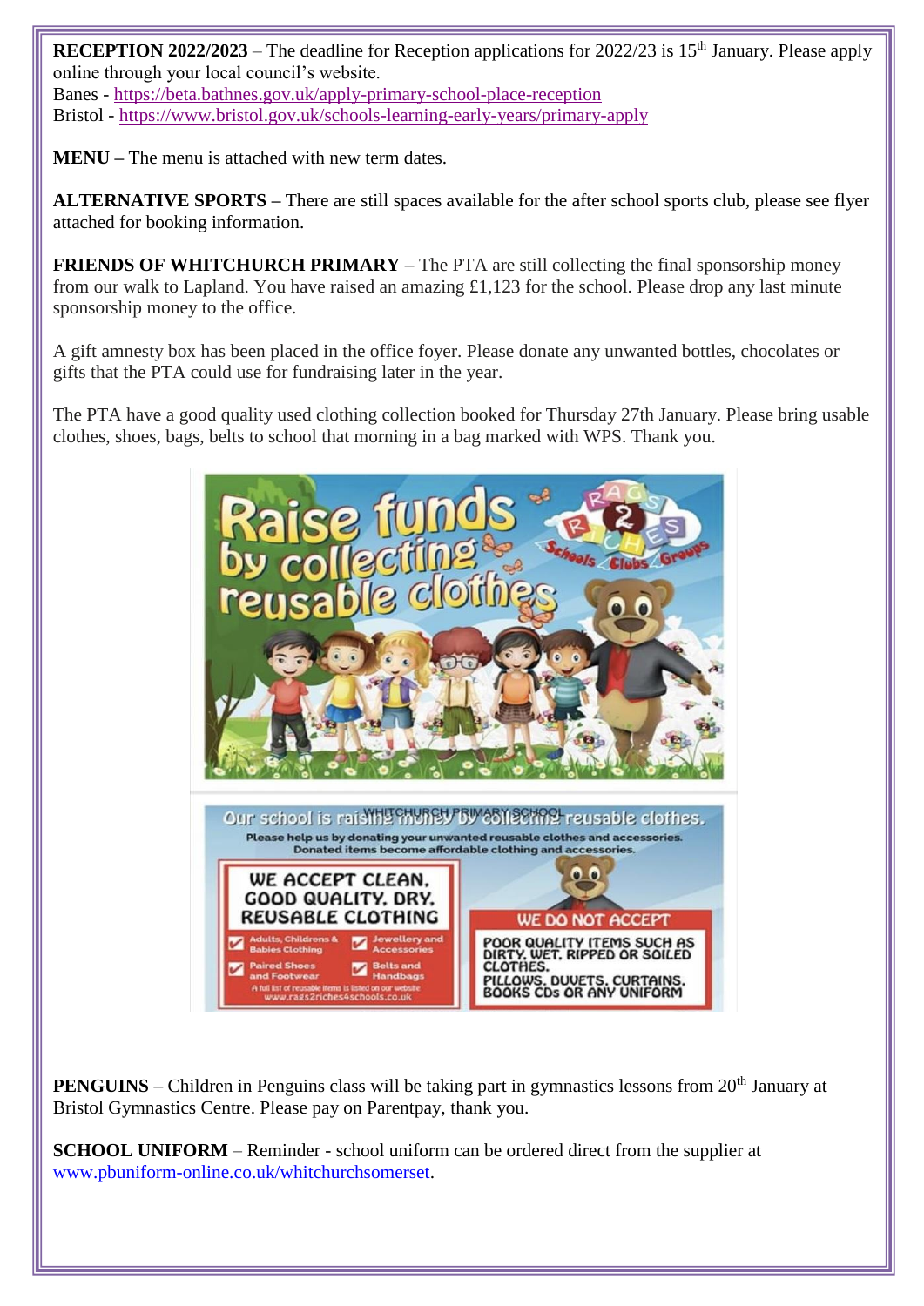**RECEPTION 2022/2023** – The deadline for Reception applications for 2022/23 is 15th January. Please apply online through your local council's website.
Banes - https://beta.bathnes.gov.uk/apply-primary-school-place-reception
Bristol - https://www.bristol.gov.uk/schools-learning-early-years/primary-apply

**MENU** – The menu is attached with new term dates.

**ALTERNATIVE SPORTS** – There are still spaces available for the after school sports club, please see flyer attached for booking information.

**FRIENDS OF WHITCHURCH PRIMARY** – The PTA are still collecting the final sponsorship money from our walk to Lapland. You have raised an amazing £1,123 for the school. Please drop any last minute sponsorship money to the office.

A gift amnesty box has been placed in the office foyer. Please donate any unwanted bottles, chocolates or gifts that the PTA could use for fundraising later in the year.

The PTA have a good quality used clothing collection booked for Thursday 27th January. Please bring usable clothes, shoes, bags, belts to school that morning in a bag marked with WPS. Thank you.

Raise funds by collecting reusable clothes

RAGS 2 RICHES Schools Clubs Groups

WHITCHURCH PRIMARY SCHOOL

Our school is raising money by collecting reusable clothes.

Please help us by donating your unwanted reusable clothes and accessories. Donated items become affordable clothing and accessories.

WE ACCEPT CLEAN, GOOD QUALITY, DRY, REUSABLE CLOTHING

- Adults, Childrens & Babies Clothing
- Jewellery and Accessories
- Paired Shoes and Footwear
- Belts and Handbags

A full list of reusable items is listed on our website www.rags2riches4schools.co.uk

WE DO NOT ACCEPT

POOR QUALITY ITEMS SUCH AS DIRTY, WET, RIPPED OR SOILED CLOTHES. PILLOWS, DUVETS, CURTAINS, BOOKS CDs OR ANY UNIFORM

**PENGUINS** – Children in Penguins class will be taking part in gymnastics lessons from 20th January at Bristol Gymnastics Centre. Please pay on Parentpay, thank you.

**SCHOOL UNIFORM** – Reminder - school uniform can be ordered direct from the supplier at www.pbuniform-online.co.uk/whitchurchsomerset.